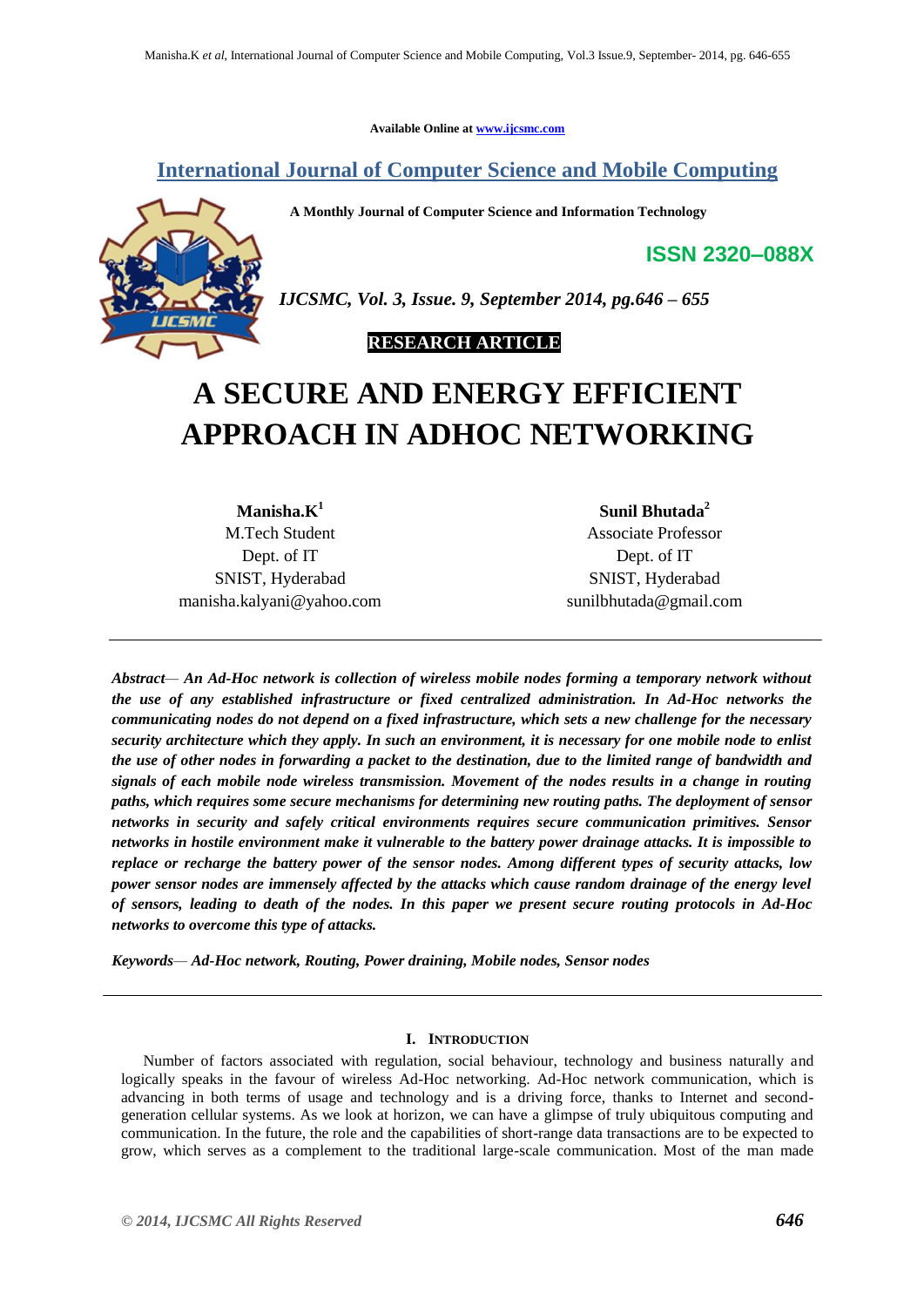Available Online at www.ijcsmc.com

# International Journal of Computer Science and Mobile Computing

**A Monthly Journal of Computer Science and Information Technology**

**ISSN 2320–088X**

*IJCSMC, Vol. 3, Issue. 9, September 2014, pg.646 – 655*

**RESEARCH ARTICLE**

# A SECURE AND ENERGY EFFICIENT APPROACH IN ADHOC NETWORKING

**Manisha.K**[1]
M.Tech Student
Dept. of IT
SNIST, Hyderabad
manisha.kalyani@yahoo.com

**Sunil Bhutada**[2]
Associate Professor
Dept. of IT
SNIST, Hyderabad
sunilbhutada@gmail.com

***Abstract*— *An Ad-Hoc network is collection of wireless mobile nodes forming a temporary network without the use of any established infrastructure or fixed centralized administration. In Ad-Hoc networks the communicating nodes do not depend on a fixed infrastructure, which sets a new challenge for the necessary security architecture which they apply. In such an environment, it is necessary for one mobile node to enlist the use of other nodes in forwarding a packet to the destination, due to the limited range of bandwidth and signals of each mobile node wireless transmission. Movement of the nodes results in a change in routing paths, which requires some secure mechanisms for determining new routing paths. The deployment of sensor networks in security and safely critical environments requires secure communication primitives. Sensor networks in hostile environment make it vulnerable to the battery power drainage attacks. It is impossible to replace or recharge the battery power of the sensor nodes. Among different types of security attacks, low power sensor nodes are immensely affected by the attacks which cause random drainage of the energy level of sensors, leading to death of the nodes. In this paper we present secure routing protocols in Ad-Hoc networks to overcome this type of attacks.***

***Keywords*— *Ad-Hoc network, Routing, Power draining, Mobile nodes, Sensor nodes***

## I. INTRODUCTION

Number of factors associated with regulation, social behaviour, technology and business naturally and logically speaks in the favour of wireless Ad-Hoc networking. Ad-Hoc network communication, which is advancing in both terms of usage and technology and is a driving force, thanks to Internet and second-generation cellular systems. As we look at horizon, we can have a glimpse of truly ubiquitous computing and communication. In the future, the role and the capabilities of short-range data transactions are to be expected to grow, which serves as a complement to the traditional large-scale communication. Most of the man made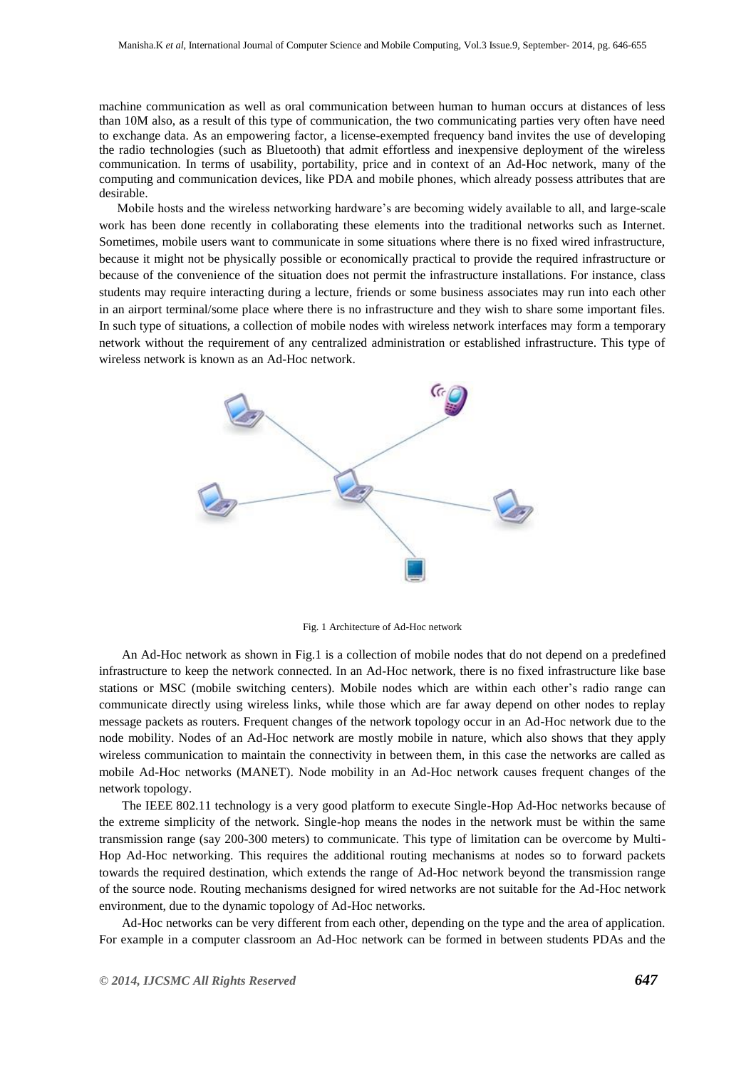machine communication as well as oral communication between human to human occurs at distances of less than 10M also, as a result of this type of communication, the two communicating parties very often have need to exchange data. As an empowering factor, a license-exempted frequency band invites the use of developing the radio technologies (such as Bluetooth) that admit effortless and inexpensive deployment of the wireless communication. In terms of usability, portability, price and in context of an Ad-Hoc network, many of the computing and communication devices, like PDA and mobile phones, which already possess attributes that are desirable.

Mobile hosts and the wireless networking hardware's are becoming widely available to all, and large-scale work has been done recently in collaborating these elements into the traditional networks such as Internet. Sometimes, mobile users want to communicate in some situations where there is no fixed wired infrastructure, because it might not be physically possible or economically practical to provide the required infrastructure or because of the convenience of the situation does not permit the infrastructure installations. For instance, class students may require interacting during a lecture, friends or some business associates may run into each other in an airport terminal/some place where there is no infrastructure and they wish to share some important files. In such type of situations, a collection of mobile nodes with wireless network interfaces may form a temporary network without the requirement of any centralized administration or established infrastructure. This type of wireless network is known as an Ad-Hoc network.

Fig. 1 Architecture of Ad-Hoc network

An Ad-Hoc network as shown in Fig.1 is a collection of mobile nodes that do not depend on a predefined infrastructure to keep the network connected. In an Ad-Hoc network, there is no fixed infrastructure like base stations or MSC (mobile switching centers). Mobile nodes which are within each other's radio range can communicate directly using wireless links, while those which are far away depend on other nodes to replay message packets as routers. Frequent changes of the network topology occur in an Ad-Hoc network due to the node mobility. Nodes of an Ad-Hoc network are mostly mobile in nature, which also shows that they apply wireless communication to maintain the connectivity in between them, in this case the networks are called as mobile Ad-Hoc networks (MANET). Node mobility in an Ad-Hoc network causes frequent changes of the network topology.

The IEEE 802.11 technology is a very good platform to execute Single-Hop Ad-Hoc networks because of the extreme simplicity of the network. Single-hop means the nodes in the network must be within the same transmission range (say 200-300 meters) to communicate. This type of limitation can be overcome by Multi-Hop Ad-Hoc networking. This requires the additional routing mechanisms at nodes so to forward packets towards the required destination, which extends the range of Ad-Hoc network beyond the transmission range of the source node. Routing mechanisms designed for wired networks are not suitable for the Ad-Hoc network environment, due to the dynamic topology of Ad-Hoc networks.

Ad-Hoc networks can be very different from each other, depending on the type and the area of application. For example in a computer classroom an Ad-Hoc network can be formed in between students PDAs and the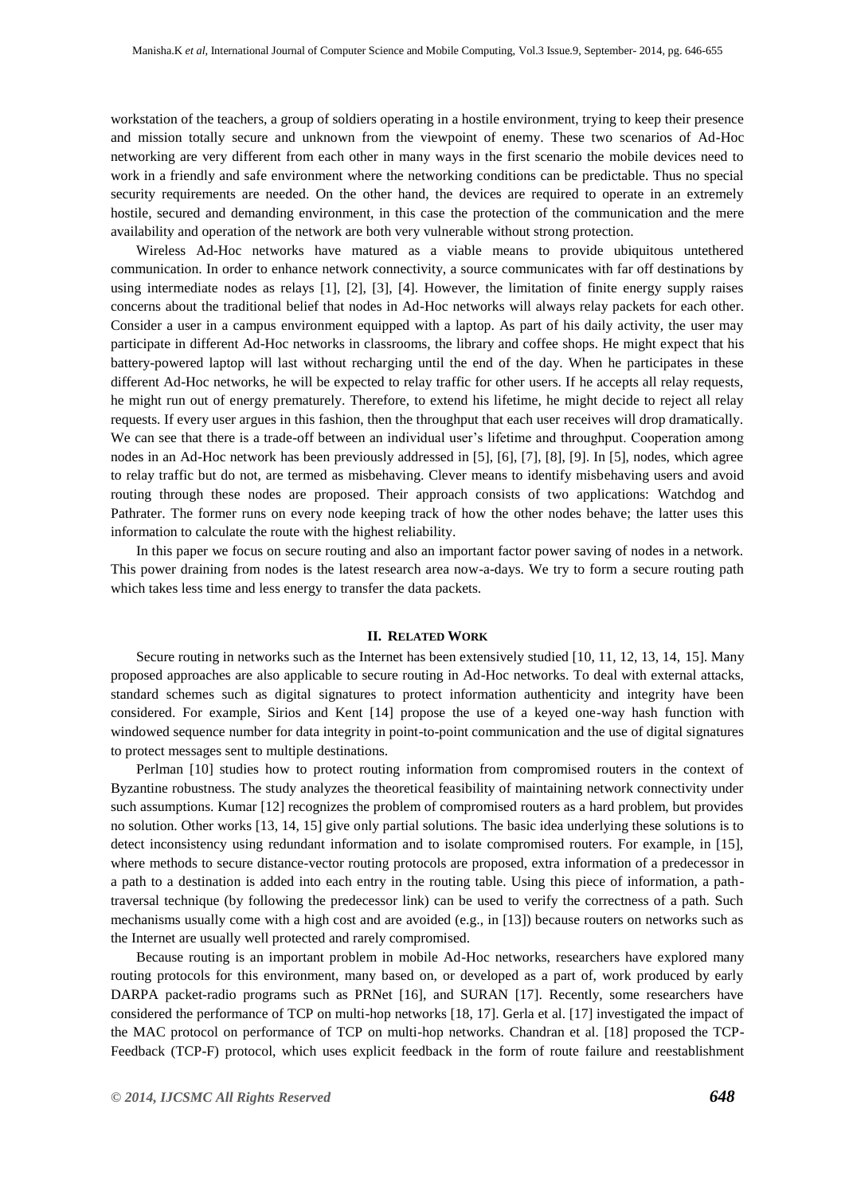workstation of the teachers, a group of soldiers operating in a hostile environment, trying to keep their presence and mission totally secure and unknown from the viewpoint of enemy. These two scenarios of Ad-Hoc networking are very different from each other in many ways in the first scenario the mobile devices need to work in a friendly and safe environment where the networking conditions can be predictable. Thus no special security requirements are needed. On the other hand, the devices are required to operate in an extremely hostile, secured and demanding environment, in this case the protection of the communication and the mere availability and operation of the network are both very vulnerable without strong protection.

Wireless Ad-Hoc networks have matured as a viable means to provide ubiquitous untethered communication. In order to enhance network connectivity, a source communicates with far off destinations by using intermediate nodes as relays [1], [2], [3], [4]. However, the limitation of finite energy supply raises concerns about the traditional belief that nodes in Ad-Hoc networks will always relay packets for each other. Consider a user in a campus environment equipped with a laptop. As part of his daily activity, the user may participate in different Ad-Hoc networks in classrooms, the library and coffee shops. He might expect that his battery-powered laptop will last without recharging until the end of the day. When he participates in these different Ad-Hoc networks, he will be expected to relay traffic for other users. If he accepts all relay requests, he might run out of energy prematurely. Therefore, to extend his lifetime, he might decide to reject all relay requests. If every user argues in this fashion, then the throughput that each user receives will drop dramatically. We can see that there is a trade-off between an individual user's lifetime and throughput. Cooperation among nodes in an Ad-Hoc network has been previously addressed in [5], [6], [7], [8], [9]. In [5], nodes, which agree to relay traffic but do not, are termed as misbehaving. Clever means to identify misbehaving users and avoid routing through these nodes are proposed. Their approach consists of two applications: Watchdog and Pathrater. The former runs on every node keeping track of how the other nodes behave; the latter uses this information to calculate the route with the highest reliability.

In this paper we focus on secure routing and also an important factor power saving of nodes in a network. This power draining from nodes is the latest research area now-a-days. We try to form a secure routing path which takes less time and less energy to transfer the data packets.

## II. Related Work

Secure routing in networks such as the Internet has been extensively studied [10, 11, 12, 13, 14, 15]. Many proposed approaches are also applicable to secure routing in Ad-Hoc networks. To deal with external attacks, standard schemes such as digital signatures to protect information authenticity and integrity have been considered. For example, Sirios and Kent [14] propose the use of a keyed one-way hash function with windowed sequence number for data integrity in point-to-point communication and the use of digital signatures to protect messages sent to multiple destinations.

Perlman [10] studies how to protect routing information from compromised routers in the context of Byzantine robustness. The study analyzes the theoretical feasibility of maintaining network connectivity under such assumptions. Kumar [12] recognizes the problem of compromised routers as a hard problem, but provides no solution. Other works [13, 14, 15] give only partial solutions. The basic idea underlying these solutions is to detect inconsistency using redundant information and to isolate compromised routers. For example, in [15], where methods to secure distance-vector routing protocols are proposed, extra information of a predecessor in a path to a destination is added into each entry in the routing table. Using this piece of information, a path-traversal technique (by following the predecessor link) can be used to verify the correctness of a path. Such mechanisms usually come with a high cost and are avoided (e.g., in [13]) because routers on networks such as the Internet are usually well protected and rarely compromised.

Because routing is an important problem in mobile Ad-Hoc networks, researchers have explored many routing protocols for this environment, many based on, or developed as a part of, work produced by early DARPA packet-radio programs such as PRNet [16], and SURAN [17]. Recently, some researchers have considered the performance of TCP on multi-hop networks [18, 17]. Gerla et al. [17] investigated the impact of the MAC protocol on performance of TCP on multi-hop networks. Chandran et al. [18] proposed the TCP-Feedback (TCP-F) protocol, which uses explicit feedback in the form of route failure and reestablishment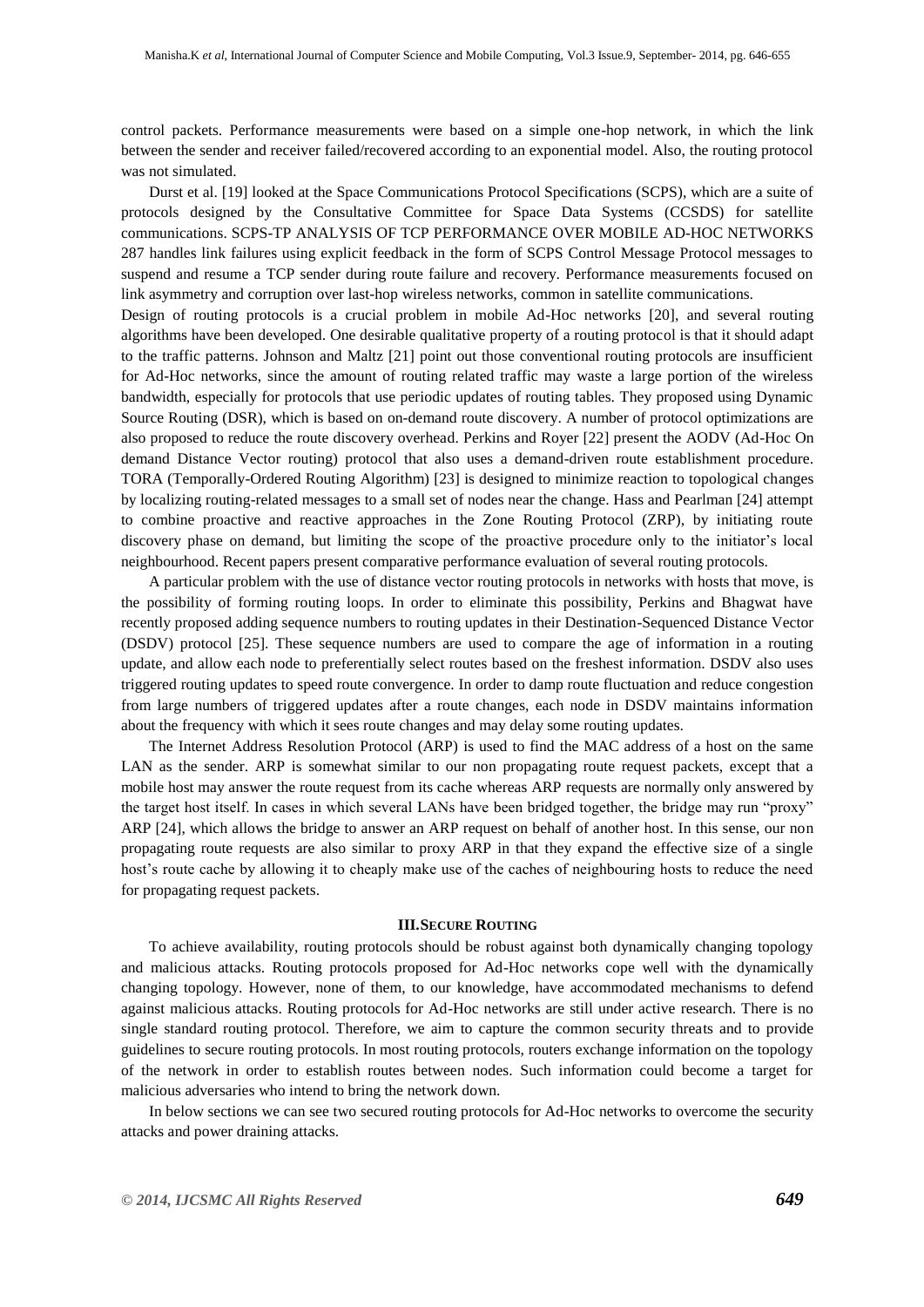control packets. Performance measurements were based on a simple one-hop network, in which the link between the sender and receiver failed/recovered according to an exponential model. Also, the routing protocol was not simulated.

Durst et al. [19] looked at the Space Communications Protocol Specifications (SCPS), which are a suite of protocols designed by the Consultative Committee for Space Data Systems (CCSDS) for satellite communications. SCPS-TP ANALYSIS OF TCP PERFORMANCE OVER MOBILE AD-HOC NETWORKS 287 handles link failures using explicit feedback in the form of SCPS Control Message Protocol messages to suspend and resume a TCP sender during route failure and recovery. Performance measurements focused on link asymmetry and corruption over last-hop wireless networks, common in satellite communications.

Design of routing protocols is a crucial problem in mobile Ad-Hoc networks [20], and several routing algorithms have been developed. One desirable qualitative property of a routing protocol is that it should adapt to the traffic patterns. Johnson and Maltz [21] point out those conventional routing protocols are insufficient for Ad-Hoc networks, since the amount of routing related traffic may waste a large portion of the wireless bandwidth, especially for protocols that use periodic updates of routing tables. They proposed using Dynamic Source Routing (DSR), which is based on on-demand route discovery. A number of protocol optimizations are also proposed to reduce the route discovery overhead. Perkins and Royer [22] present the AODV (Ad-Hoc On demand Distance Vector routing) protocol that also uses a demand-driven route establishment procedure. TORA (Temporally-Ordered Routing Algorithm) [23] is designed to minimize reaction to topological changes by localizing routing-related messages to a small set of nodes near the change. Hass and Pearlman [24] attempt to combine proactive and reactive approaches in the Zone Routing Protocol (ZRP), by initiating route discovery phase on demand, but limiting the scope of the proactive procedure only to the initiator's local neighbourhood. Recent papers present comparative performance evaluation of several routing protocols.

A particular problem with the use of distance vector routing protocols in networks with hosts that move, is the possibility of forming routing loops. In order to eliminate this possibility, Perkins and Bhagwat have recently proposed adding sequence numbers to routing updates in their Destination-Sequenced Distance Vector (DSDV) protocol [25]. These sequence numbers are used to compare the age of information in a routing update, and allow each node to preferentially select routes based on the freshest information. DSDV also uses triggered routing updates to speed route convergence. In order to damp route fluctuation and reduce congestion from large numbers of triggered updates after a route changes, each node in DSDV maintains information about the frequency with which it sees route changes and may delay some routing updates.

The Internet Address Resolution Protocol (ARP) is used to find the MAC address of a host on the same LAN as the sender. ARP is somewhat similar to our non propagating route request packets, except that a mobile host may answer the route request from its cache whereas ARP requests are normally only answered by the target host itself. In cases in which several LANs have been bridged together, the bridge may run "proxy" ARP [24], which allows the bridge to answer an ARP request on behalf of another host. In this sense, our non propagating route requests are also similar to proxy ARP in that they expand the effective size of a single host's route cache by allowing it to cheaply make use of the caches of neighbouring hosts to reduce the need for propagating request packets.

## III. SECURE ROUTING

To achieve availability, routing protocols should be robust against both dynamically changing topology and malicious attacks. Routing protocols proposed for Ad-Hoc networks cope well with the dynamically changing topology. However, none of them, to our knowledge, have accommodated mechanisms to defend against malicious attacks. Routing protocols for Ad-Hoc networks are still under active research. There is no single standard routing protocol. Therefore, we aim to capture the common security threats and to provide guidelines to secure routing protocols. In most routing protocols, routers exchange information on the topology of the network in order to establish routes between nodes. Such information could become a target for malicious adversaries who intend to bring the network down.

In below sections we can see two secured routing protocols for Ad-Hoc networks to overcome the security attacks and power draining attacks.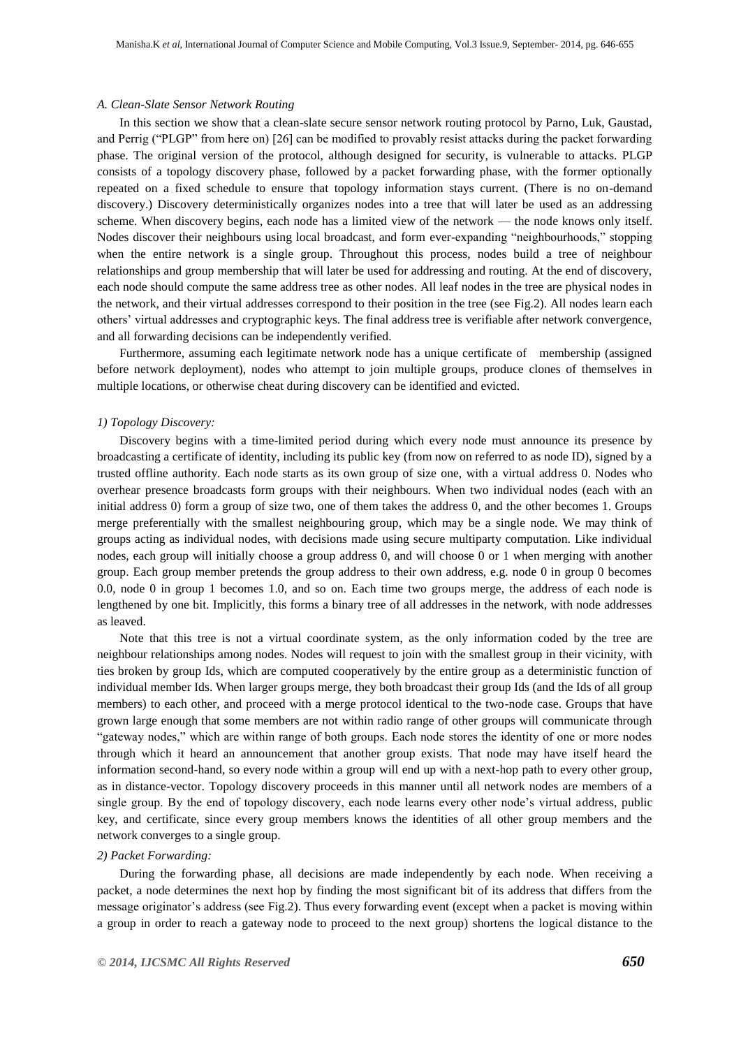### A. Clean-Slate Sensor Network Routing

In this section we show that a clean-slate secure sensor network routing protocol by Parno, Luk, Gaustad, and Perrig ("PLGP" from here on) [26] can be modified to provably resist attacks during the packet forwarding phase. The original version of the protocol, although designed for security, is vulnerable to attacks. PLGP consists of a topology discovery phase, followed by a packet forwarding phase, with the former optionally repeated on a fixed schedule to ensure that topology information stays current. (There is no on-demand discovery.) Discovery deterministically organizes nodes into a tree that will later be used as an addressing scheme. When discovery begins, each node has a limited view of the network — the node knows only itself. Nodes discover their neighbours using local broadcast, and form ever-expanding "neighbourhoods," stopping when the entire network is a single group. Throughout this process, nodes build a tree of neighbour relationships and group membership that will later be used for addressing and routing. At the end of discovery, each node should compute the same address tree as other nodes. All leaf nodes in the tree are physical nodes in the network, and their virtual addresses correspond to their position in the tree (see Fig.2). All nodes learn each others' virtual addresses and cryptographic keys. The final address tree is verifiable after network convergence, and all forwarding decisions can be independently verified.

Furthermore, assuming each legitimate network node has a unique certificate of membership (assigned before network deployment), nodes who attempt to join multiple groups, produce clones of themselves in multiple locations, or otherwise cheat during discovery can be identified and evicted.

#### 1) Topology Discovery:

Discovery begins with a time-limited period during which every node must announce its presence by broadcasting a certificate of identity, including its public key (from now on referred to as node ID), signed by a trusted offline authority. Each node starts as its own group of size one, with a virtual address 0. Nodes who overhear presence broadcasts form groups with their neighbours. When two individual nodes (each with an initial address 0) form a group of size two, one of them takes the address 0, and the other becomes 1. Groups merge preferentially with the smallest neighbouring group, which may be a single node. We may think of groups acting as individual nodes, with decisions made using secure multiparty computation. Like individual nodes, each group will initially choose a group address 0, and will choose 0 or 1 when merging with another group. Each group member pretends the group address to their own address, e.g. node 0 in group 0 becomes 0.0, node 0 in group 1 becomes 1.0, and so on. Each time two groups merge, the address of each node is lengthened by one bit. Implicitly, this forms a binary tree of all addresses in the network, with node addresses as leaved.

Note that this tree is not a virtual coordinate system, as the only information coded by the tree are neighbour relationships among nodes. Nodes will request to join with the smallest group in their vicinity, with ties broken by group Ids, which are computed cooperatively by the entire group as a deterministic function of individual member Ids. When larger groups merge, they both broadcast their group Ids (and the Ids of all group members) to each other, and proceed with a merge protocol identical to the two-node case. Groups that have grown large enough that some members are not within radio range of other groups will communicate through "gateway nodes," which are within range of both groups. Each node stores the identity of one or more nodes through which it heard an announcement that another group exists. That node may have itself heard the information second-hand, so every node within a group will end up with a next-hop path to every other group, as in distance-vector. Topology discovery proceeds in this manner until all network nodes are members of a single group. By the end of topology discovery, each node learns every other node's virtual address, public key, and certificate, since every group members knows the identities of all other group members and the network converges to a single group.

#### 2) Packet Forwarding:

During the forwarding phase, all decisions are made independently by each node. When receiving a packet, a node determines the next hop by finding the most significant bit of its address that differs from the message originator's address (see Fig.2). Thus every forwarding event (except when a packet is moving within a group in order to reach a gateway node to proceed to the next group) shortens the logical distance to the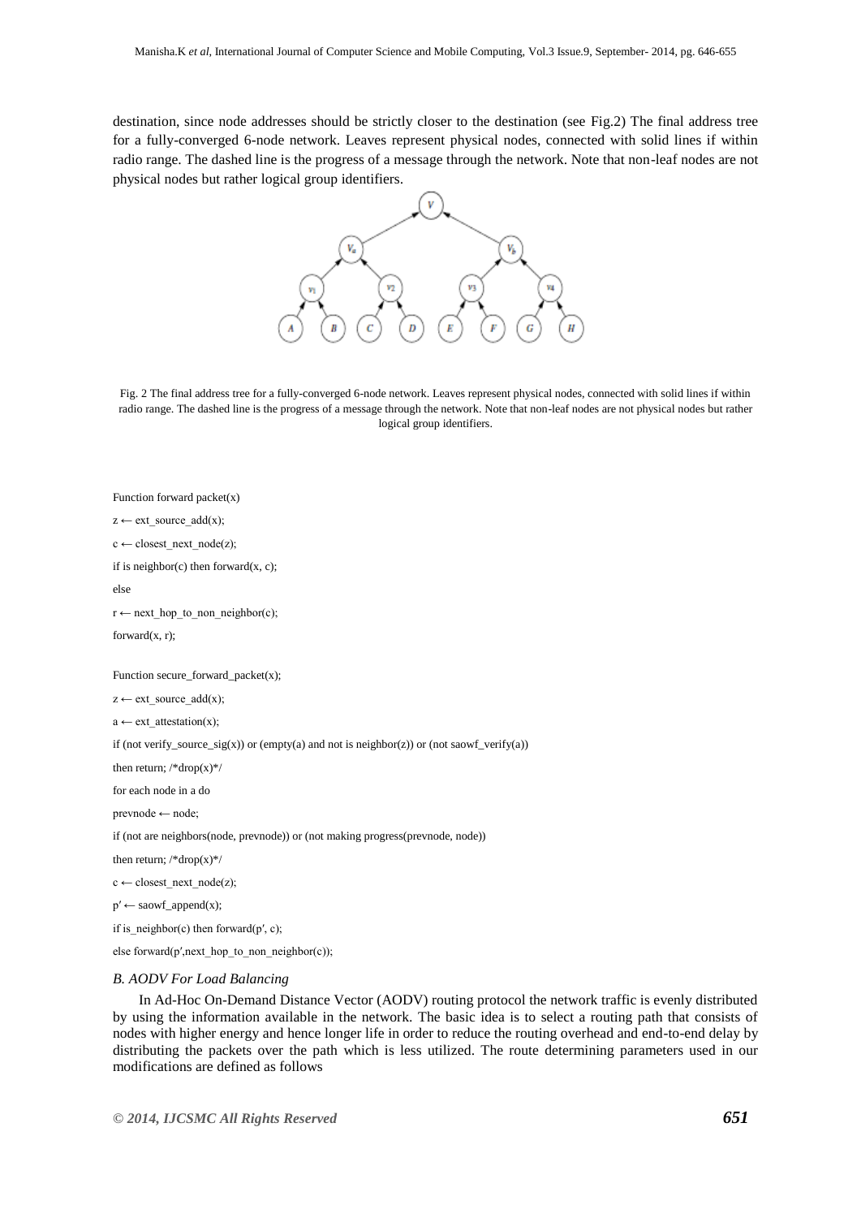destination, since node addresses should be strictly closer to the destination (see Fig.2) The final address tree for a fully-converged 6-node network. Leaves represent physical nodes, connected with solid lines if within radio range. The dashed line is the progress of a message through the network. Note that non-leaf nodes are not physical nodes but rather logical group identifiers.

Fig. 2 The final address tree for a fully-converged 6-node network. Leaves represent physical nodes, connected with solid lines if within radio range. The dashed line is the progress of a message through the network. Note that non-leaf nodes are not physical nodes but rather logical group identifiers.

```
Function forward packet(x)
z ← ext_source_add(x);
c ← closest_next_node(z);
if is neighbor(c) then forward(x, c);
else
r ← next_hop_to_non_neighbor(c);
forward(x, r);

Function secure_forward_packet(x);
z ← ext_source_add(x);
a ← ext_attestation(x);
if (not verify_source_sig(x)) or (empty(a) and not is neighbor(z)) or (not saowf_verify(a))
then return; /*drop(x)*/
for each node in a do
prevnode ← node;
if (not are neighbors(node, prevnode)) or (not making progress(prevnode, node))
then return; /*drop(x)*/
c ← closest_next_node(z);
p′ ← saowf_append(x);
if is_neighbor(c) then forward(p′, c);
else forward(p′,next_hop_to_non_neighbor(c));
```

### *B. AODV For Load Balancing*

In Ad-Hoc On-Demand Distance Vector (AODV) routing protocol the network traffic is evenly distributed by using the information available in the network. The basic idea is to select a routing path that consists of nodes with higher energy and hence longer life in order to reduce the routing overhead and end-to-end delay by distributing the packets over the path which is less utilized. The route determining parameters used in our modifications are defined as follows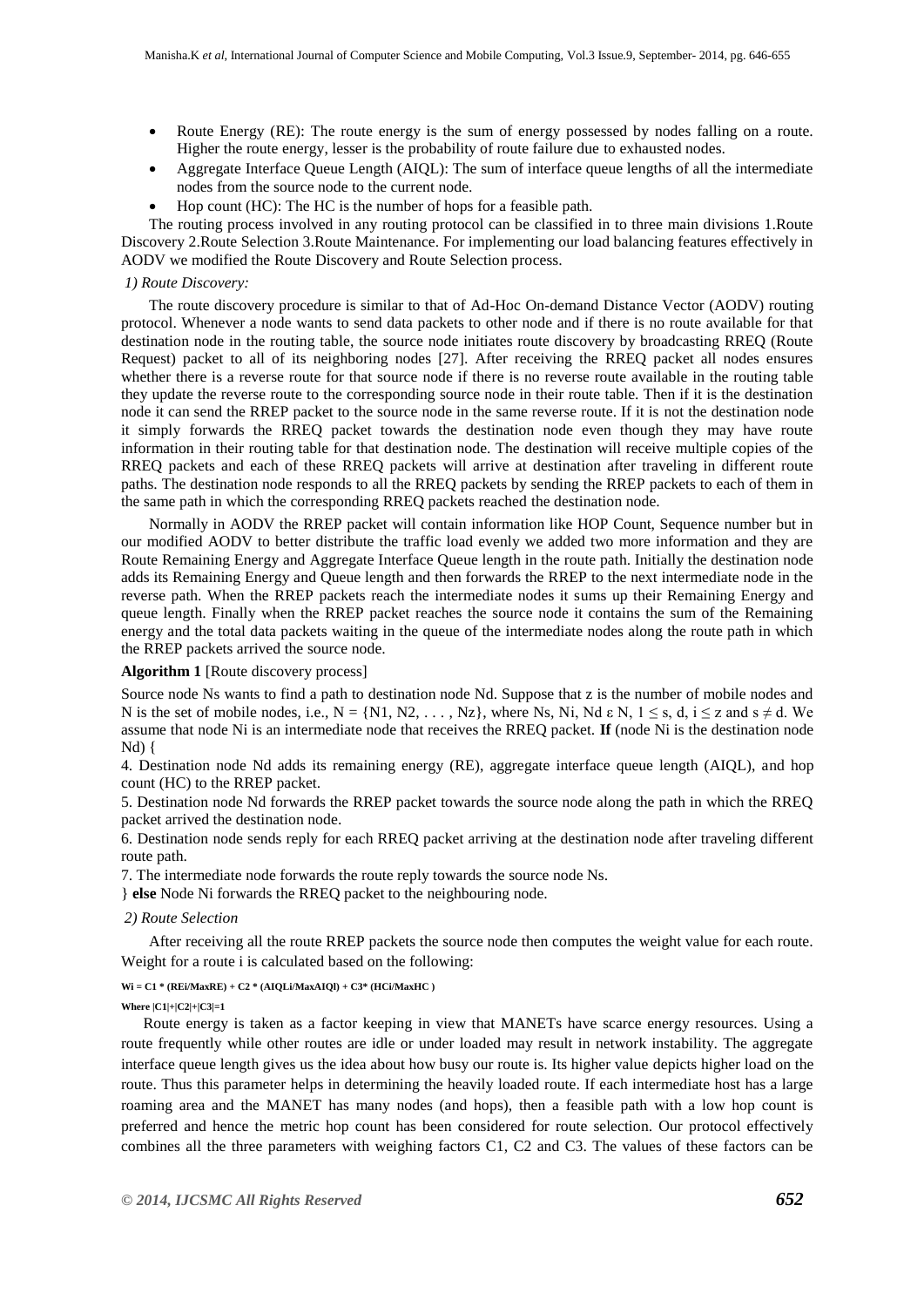- Route Energy (RE): The route energy is the sum of energy possessed by nodes falling on a route. Higher the route energy, lesser is the probability of route failure due to exhausted nodes.
- Aggregate Interface Queue Length (AIQL): The sum of interface queue lengths of all the intermediate nodes from the source node to the current node.
- Hop count (HC): The HC is the number of hops for a feasible path.

The routing process involved in any routing protocol can be classified in to three main divisions 1.Route Discovery 2.Route Selection 3.Route Maintenance. For implementing our load balancing features effectively in AODV we modified the Route Discovery and Route Selection process.

*1) Route Discovery:*

The route discovery procedure is similar to that of Ad-Hoc On-demand Distance Vector (AODV) routing protocol. Whenever a node wants to send data packets to other node and if there is no route available for that destination node in the routing table, the source node initiates route discovery by broadcasting RREQ (Route Request) packet to all of its neighboring nodes [27]. After receiving the RREQ packet all nodes ensures whether there is a reverse route for that source node if there is no reverse route available in the routing table they update the reverse route to the corresponding source node in their route table. Then if it is the destination node it can send the RREP packet to the source node in the same reverse route. If it is not the destination node it simply forwards the RREQ packet towards the destination node even though they may have route information in their routing table for that destination node. The destination will receive multiple copies of the RREQ packets and each of these RREQ packets will arrive at destination after traveling in different route paths. The destination node responds to all the RREQ packets by sending the RREP packets to each of them in the same path in which the corresponding RREQ packets reached the destination node.

Normally in AODV the RREP packet will contain information like HOP Count, Sequence number but in our modified AODV to better distribute the traffic load evenly we added two more information and they are Route Remaining Energy and Aggregate Interface Queue length in the route path. Initially the destination node adds its Remaining Energy and Queue length and then forwards the RREP to the next intermediate node in the reverse path. When the RREP packets reach the intermediate nodes it sums up their Remaining Energy and queue length. Finally when the RREP packet reaches the source node it contains the sum of the Remaining energy and the total data packets waiting in the queue of the intermediate nodes along the route path in which the RREP packets arrived the source node.

**Algorithm 1** [Route discovery process]

Source node Ns wants to find a path to destination node Nd. Suppose that z is the number of mobile nodes and N is the set of mobile nodes, i.e., $N = \{N1, N2, \ldots, Nz\}$, where Ns, Ni, Nd $\varepsilon$ N, $1 \leq s, d, i \leq z$ and $s \neq d$. We assume that node Ni is an intermediate node that receives the RREQ packet. **If** (node Ni is the destination node Nd) {

4. Destination node Nd adds its remaining energy (RE), aggregate interface queue length (AIQL), and hop count (HC) to the RREP packet.

5. Destination node Nd forwards the RREP packet towards the source node along the path in which the RREQ packet arrived the destination node.

6. Destination node sends reply for each RREQ packet arriving at the destination node after traveling different route path.

7. The intermediate node forwards the route reply towards the source node Ns.

} **else** Node Ni forwards the RREQ packet to the neighbouring node.

*2) Route Selection*

After receiving all the route RREP packets the source node then computes the weight value for each route. Weight for a route i is calculated based on the following:

$$W_i = C1 * (RE_i/MaxRE) + C2 * (AIQL_i/MaxAIQl) + C3 * (HC_i/MaxHC)$$

Where $|C1|+|C2|+|C3|=1$

Route energy is taken as a factor keeping in view that MANETs have scarce energy resources. Using a route frequently while other routes are idle or under loaded may result in network instability. The aggregate interface queue length gives us the idea about how busy our route is. Its higher value depicts higher load on the route. Thus this parameter helps in determining the heavily loaded route. If each intermediate host has a large roaming area and the MANET has many nodes (and hops), then a feasible path with a low hop count is preferred and hence the metric hop count has been considered for route selection. Our protocol effectively combines all the three parameters with weighing factors C1, C2 and C3. The values of these factors can be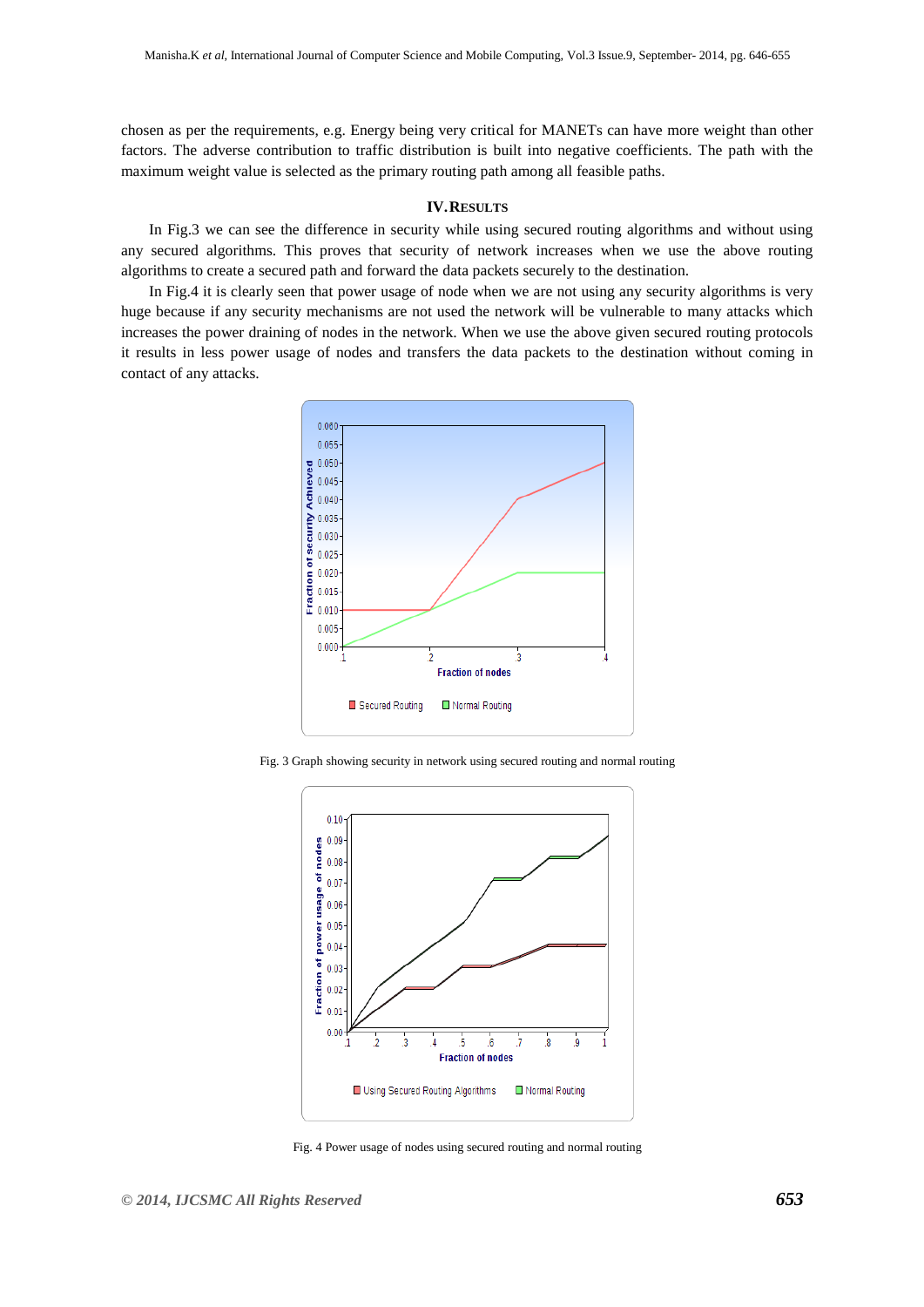chosen as per the requirements, e.g. Energy being very critical for MANETs can have more weight than other factors. The adverse contribution to traffic distribution is built into negative coefficients. The path with the maximum weight value is selected as the primary routing path among all feasible paths.

## IV. RESULTS

In Fig.3 we can see the difference in security while using secured routing algorithms and without using any secured algorithms. This proves that security of network increases when we use the above routing algorithms to create a secured path and forward the data packets securely to the destination.

In Fig.4 it is clearly seen that power usage of node when we are not using any security algorithms is very huge because if any security mechanisms are not used the network will be vulnerable to many attacks which increases the power draining of nodes in the network. When we use the above given secured routing protocols it results in less power usage of nodes and transfers the data packets to the destination without coming in contact of any attacks.

Fig. 3 Graph showing security in network using secured routing and normal routing

Fig. 4 Power usage of nodes using secured routing and normal routing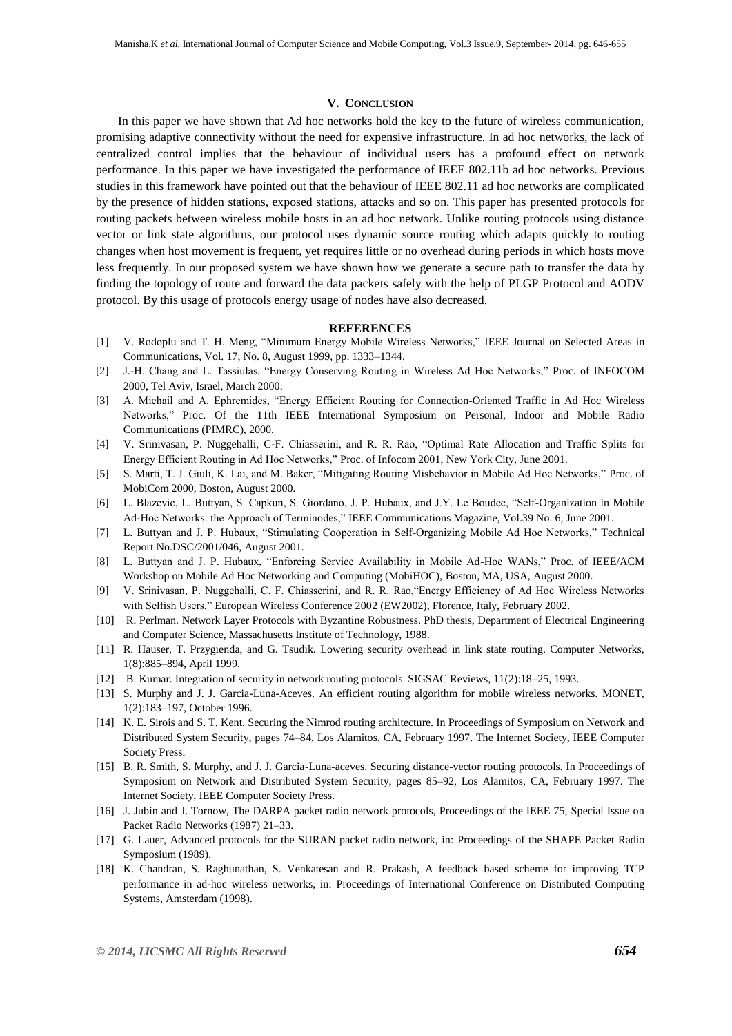## V. CONCLUSION

In this paper we have shown that Ad hoc networks hold the key to the future of wireless communication, promising adaptive connectivity without the need for expensive infrastructure. In ad hoc networks, the lack of centralized control implies that the behaviour of individual users has a profound effect on network performance. In this paper we have investigated the performance of IEEE 802.11b ad hoc networks. Previous studies in this framework have pointed out that the behaviour of IEEE 802.11 ad hoc networks are complicated by the presence of hidden stations, exposed stations, attacks and so on. This paper has presented protocols for routing packets between wireless mobile hosts in an ad hoc network. Unlike routing protocols using distance vector or link state algorithms, our protocol uses dynamic source routing which adapts quickly to routing changes when host movement is frequent, yet requires little or no overhead during periods in which hosts move less frequently. In our proposed system we have shown how we generate a secure path to transfer the data by finding the topology of route and forward the data packets safely with the help of PLGP Protocol and AODV protocol. By this usage of protocols energy usage of nodes have also decreased.

## REFERENCES

[1] V. Rodoplu and T. H. Meng, "Minimum Energy Mobile Wireless Networks," IEEE Journal on Selected Areas in Communications, Vol. 17, No. 8, August 1999, pp. 1333–1344.

[2] J.-H. Chang and L. Tassiulas, "Energy Conserving Routing in Wireless Ad Hoc Networks," Proc. of INFOCOM 2000, Tel Aviv, Israel, March 2000.

[3] A. Michail and A. Ephremides, "Energy Efficient Routing for Connection-Oriented Traffic in Ad Hoc Wireless Networks," Proc. Of the 11th IEEE International Symposium on Personal, Indoor and Mobile Radio Communications (PIMRC), 2000.

[4] V. Srinivasan, P. Nuggehalli, C-F. Chiasserini, and R. R. Rao, "Optimal Rate Allocation and Traffic Splits for Energy Efficient Routing in Ad Hoc Networks," Proc. of Infocom 2001, New York City, June 2001.

[5] S. Marti, T. J. Giuli, K. Lai, and M. Baker, "Mitigating Routing Misbehavior in Mobile Ad Hoc Networks," Proc. of MobiCom 2000, Boston, August 2000.

[6] L. Blazevic, L. Buttyan, S. Capkun, S. Giordano, J. P. Hubaux, and J.Y. Le Boudec, "Self-Organization in Mobile Ad-Hoc Networks: the Approach of Terminodes," IEEE Communications Magazine, Vol.39 No. 6, June 2001.

[7] L. Buttyan and J. P. Hubaux, "Stimulating Cooperation in Self-Organizing Mobile Ad Hoc Networks," Technical Report No.DSC/2001/046, August 2001.

[8] L. Buttyan and J. P. Hubaux, "Enforcing Service Availability in Mobile Ad-Hoc WANs," Proc. of IEEE/ACM Workshop on Mobile Ad Hoc Networking and Computing (MobiHOC), Boston, MA, USA, August 2000.

[9] V. Srinivasan, P. Nuggehalli, C. F. Chiasserini, and R. R. Rao,"Energy Efficiency of Ad Hoc Wireless Networks with Selfish Users," European Wireless Conference 2002 (EW2002), Florence, Italy, February 2002.

[10] R. Perlman. Network Layer Protocols with Byzantine Robustness. PhD thesis, Department of Electrical Engineering and Computer Science, Massachusetts Institute of Technology, 1988.

[11] R. Hauser, T. Przygienda, and G. Tsudik. Lowering security overhead in link state routing. Computer Networks, 1(8):885–894, April 1999.

[12] B. Kumar. Integration of security in network routing protocols. SIGSAC Reviews, 11(2):18–25, 1993.

[13] S. Murphy and J. J. Garcia-Luna-Aceves. An efficient routing algorithm for mobile wireless networks. MONET, 1(2):183–197, October 1996.

[14] K. E. Sirois and S. T. Kent. Securing the Nimrod routing architecture. In Proceedings of Symposium on Network and Distributed System Security, pages 74–84, Los Alamitos, CA, February 1997. The Internet Society, IEEE Computer Society Press.

[15] B. R. Smith, S. Murphy, and J. J. Garcia-Luna-aceves. Securing distance-vector routing protocols. In Proceedings of Symposium on Network and Distributed System Security, pages 85–92, Los Alamitos, CA, February 1997. The Internet Society, IEEE Computer Society Press.

[16] J. Jubin and J. Tornow, The DARPA packet radio network protocols, Proceedings of the IEEE 75, Special Issue on Packet Radio Networks (1987) 21–33.

[17] G. Lauer, Advanced protocols for the SURAN packet radio network, in: Proceedings of the SHAPE Packet Radio Symposium (1989).

[18] K. Chandran, S. Raghunathan, S. Venkatesan and R. Prakash, A feedback based scheme for improving TCP performance in ad-hoc wireless networks, in: Proceedings of International Conference on Distributed Computing Systems, Amsterdam (1998).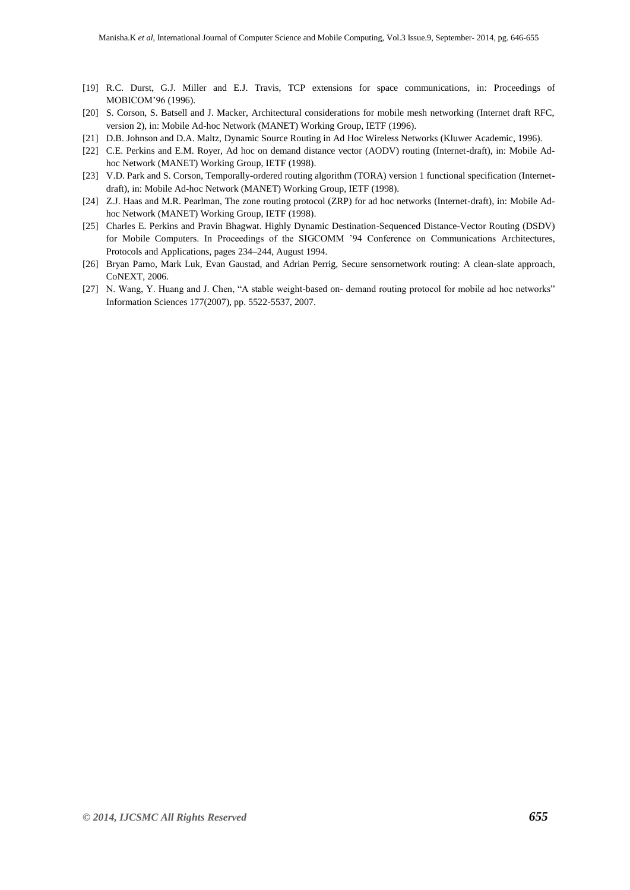[19] R.C. Durst, G.J. Miller and E.J. Travis, TCP extensions for space communications, in: Proceedings of MOBICOM'96 (1996).

[20] S. Corson, S. Batsell and J. Macker, Architectural considerations for mobile mesh networking (Internet draft RFC, version 2), in: Mobile Ad-hoc Network (MANET) Working Group, IETF (1996).

[21] D.B. Johnson and D.A. Maltz, Dynamic Source Routing in Ad Hoc Wireless Networks (Kluwer Academic, 1996).

[22] C.E. Perkins and E.M. Royer, Ad hoc on demand distance vector (AODV) routing (Internet-draft), in: Mobile Ad-hoc Network (MANET) Working Group, IETF (1998).

[23] V.D. Park and S. Corson, Temporally-ordered routing algorithm (TORA) version 1 functional specification (Internet-draft), in: Mobile Ad-hoc Network (MANET) Working Group, IETF (1998).

[24] Z.J. Haas and M.R. Pearlman, The zone routing protocol (ZRP) for ad hoc networks (Internet-draft), in: Mobile Ad-hoc Network (MANET) Working Group, IETF (1998).

[25] Charles E. Perkins and Pravin Bhagwat. Highly Dynamic Destination-Sequenced Distance-Vector Routing (DSDV) for Mobile Computers. In Proceedings of the SIGCOMM '94 Conference on Communications Architectures, Protocols and Applications, pages 234–244, August 1994.

[26] Bryan Parno, Mark Luk, Evan Gaustad, and Adrian Perrig, Secure sensornetwork routing: A clean-slate approach, CoNEXT, 2006.

[27] N. Wang, Y. Huang and J. Chen, "A stable weight-based on- demand routing protocol for mobile ad hoc networks" Information Sciences 177(2007), pp. 5522-5537, 2007.